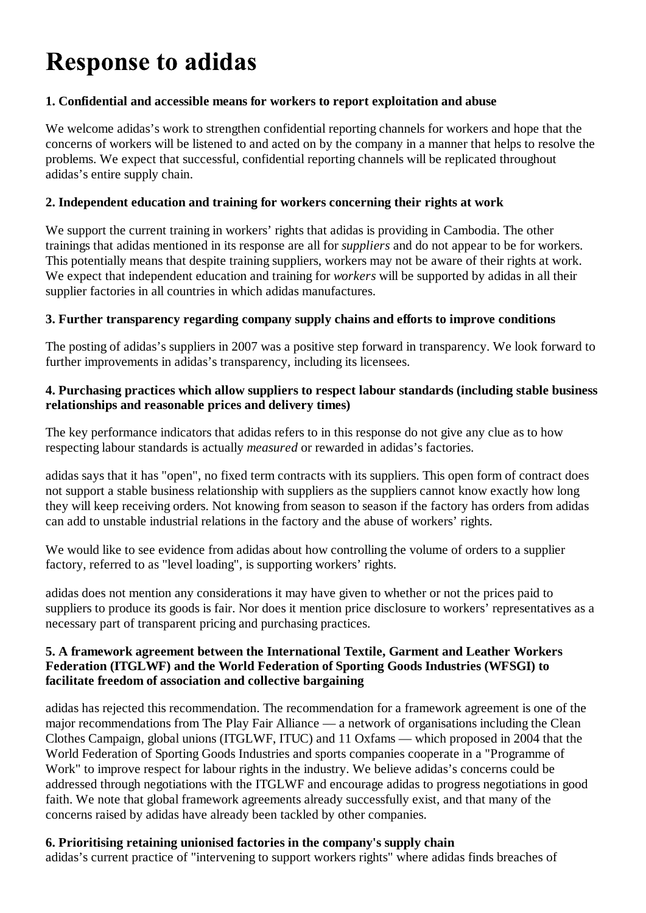# Response to adidas

**1. Confidential and accessible means for workers to report exploitation and abuse**

We welcome adidas's work to strengthen confidential reporting channels for workers and hope that the concerns of workers will be listened to and acted on by the company in a manner that helps to resolve the problems. We expect that successful, confidential reporting channels will be replicated throughout adidas's entire supply chain.

**2. Independent education and training for workers concerning their rights at work**

We support the current training in workers' rights that adidas is providing in Cambodia. The other trainings that adidas mentioned in its response are all for *suppliers* and do not appear to be for workers. This potentially means that despite training suppliers, workers may not be aware of their rights at work. We expect that independent education and training for *workers* will be supported by adidas in all their supplier factories in all countries in which adidas manufactures.

**3. Further transparency regarding company supply chains and efforts to improve conditions**

The posting of adidas's suppliers in 2007 was a positive step forward in transparency. We look forward to further improvements in adidas's transparency, including its licensees.

**4. Purchasing practices which allow suppliers to respect labour standards (including stable business relationships and reasonable prices and delivery times)**

The key performance indicators that adidas refers to in this response do not give any clue as to how respecting labour standards is actually *measured* or rewarded in adidas's factories.

adidas says that it has "open", no fixed term contracts with its suppliers. This open form of contract does not support a stable business relationship with suppliers as the suppliers cannot know exactly how long they will keep receiving orders. Not knowing from season to season if the factory has orders from adidas can add to unstable industrial relations in the factory and the abuse of workers' rights.

We would like to see evidence from adidas about how controlling the volume of orders to a supplier factory, referred to as "level loading", is supporting workers' rights.

adidas does not mention any considerations it may have given to whether or not the prices paid to suppliers to produce its goods is fair. Nor does it mention price disclosure to workers' representatives as a necessary part of transparent pricing and purchasing practices.

**5. A framework agreement between the International Textile, Garment and Leather Workers Federation (ITGLWF) and the World Federation of Sporting Goods Industries (WFSGI) to facilitate freedom of association and collective bargaining**

adidas has rejected this recommendation. The recommendation for a framework agreement is one of the major recommendations from The Play Fair Alliance — a network of organisations including the Clean Clothes Campaign, global unions (ITGLWF, ITUC) and 11 Oxfams — which proposed in 2004 that the World Federation of Sporting Goods Industries and sports companies cooperate in a "Programme of Work" to improve respect for labour rights in the industry. We believe adidas's concerns could be addressed through negotiations with the ITGLWF and encourage adidas to progress negotiations in good faith. We note that global framework agreements already successfully exist, and that many of the concerns raised by adidas have already been tackled by other companies.

**6. Prioritising retaining unionised factories in the company's supply chain**

adidas's current practice of "intervening to support workers rights" where adidas finds breaches of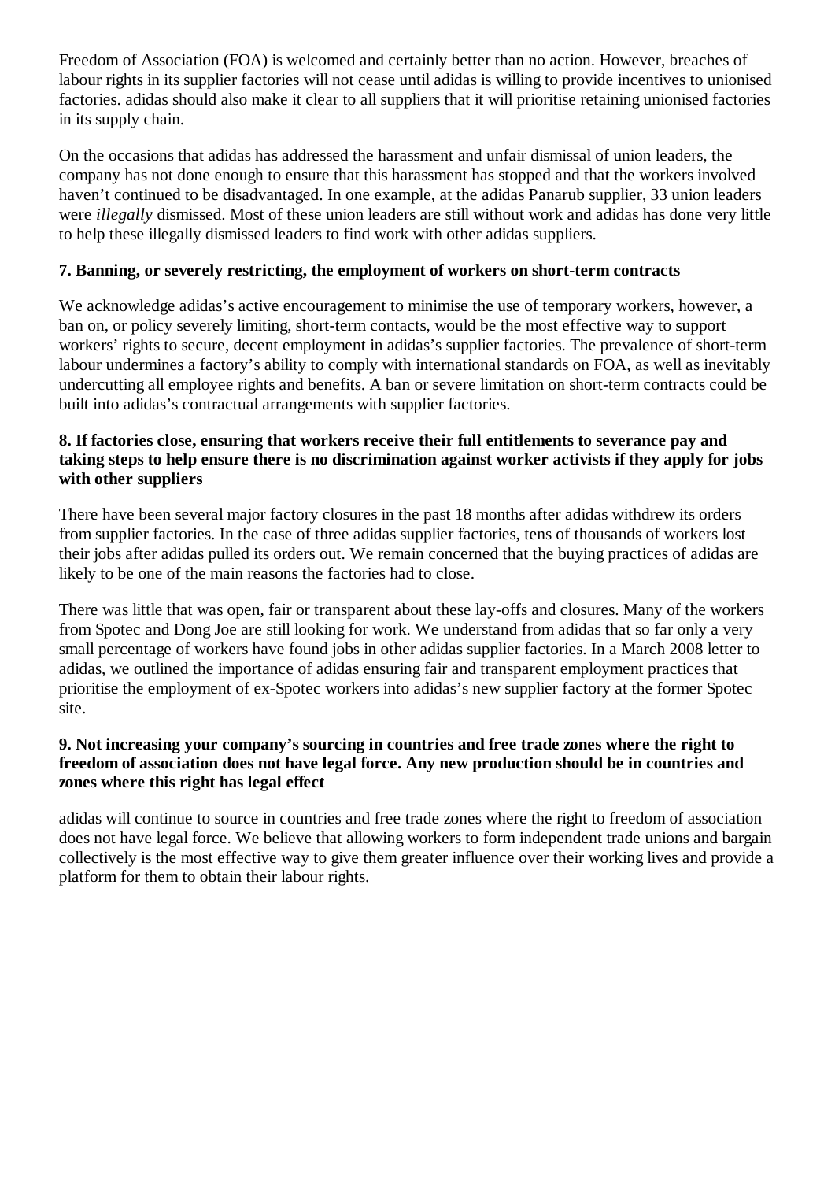Freedom of Association (FOA) is welcomed and certainly better than no action. However, breaches of labour rights in its supplier factories will not cease until adidas is willing to provide incentives to unionised factories. adidas should also make it clear to all suppliers that it will prioritise retaining unionised factories in its supply chain.

On the occasions that adidas has addressed the harassment and unfair dismissal of union leaders, the company has not done enough to ensure that this harassment has stopped and that the workers involved haven't continued to be disadvantaged. In one example, at the adidas Panarub supplier, 33 union leaders were *illegally* dismissed. Most of these union leaders are still without work and adidas has done very little to help these illegally dismissed leaders to find work with other adidas suppliers.

**7. Banning, or severely restricting, the employment of workers on short-term contracts**

We acknowledge adidas's active encouragement to minimise the use of temporary workers, however, a ban on, or policy severely limiting, short-term contacts, would be the most effective way to support workers' rights to secure, decent employment in adidas's supplier factories. The prevalence of short-term labour undermines a factory's ability to comply with international standards on FOA, as well as inevitably undercutting all employee rights and benefits. A ban or severe limitation on short-term contracts could be built into adidas's contractual arrangements with supplier factories.

**8. If factories close, ensuring that workers receive their full entitlements to severance pay and taking steps to help ensure there is no discrimination against worker activists if they apply for jobs with other suppliers**

There have been several major factory closures in the past 18 months after adidas withdrew its orders from supplier factories. In the case of three adidas supplier factories, tens of thousands of workers lost their jobs after adidas pulled its orders out. We remain concerned that the buying practices of adidas are likely to be one of the main reasons the factories had to close.

There was little that was open, fair or transparent about these lay-offs and closures. Many of the workers from Spotec and Dong Joe are still looking for work. We understand from adidas that so far only a very small percentage of workers have found jobs in other adidas supplier factories. In a March 2008 letter to adidas, we outlined the importance of adidas ensuring fair and transparent employment practices that prioritise the employment of ex-Spotec workers into adidas's new supplier factory at the former Spotec site.

**9. Not increasing your company's sourcing in countries and free trade zones where the right to freedom of association does not have legal force. Any new production should be in countries and zones where this right has legal effect**

adidas will continue to source in countries and free trade zones where the right to freedom of association does not have legal force. We believe that allowing workers to form independent trade unions and bargain collectively is the most effective way to give them greater influence over their working lives and provide a platform for them to obtain their labour rights.